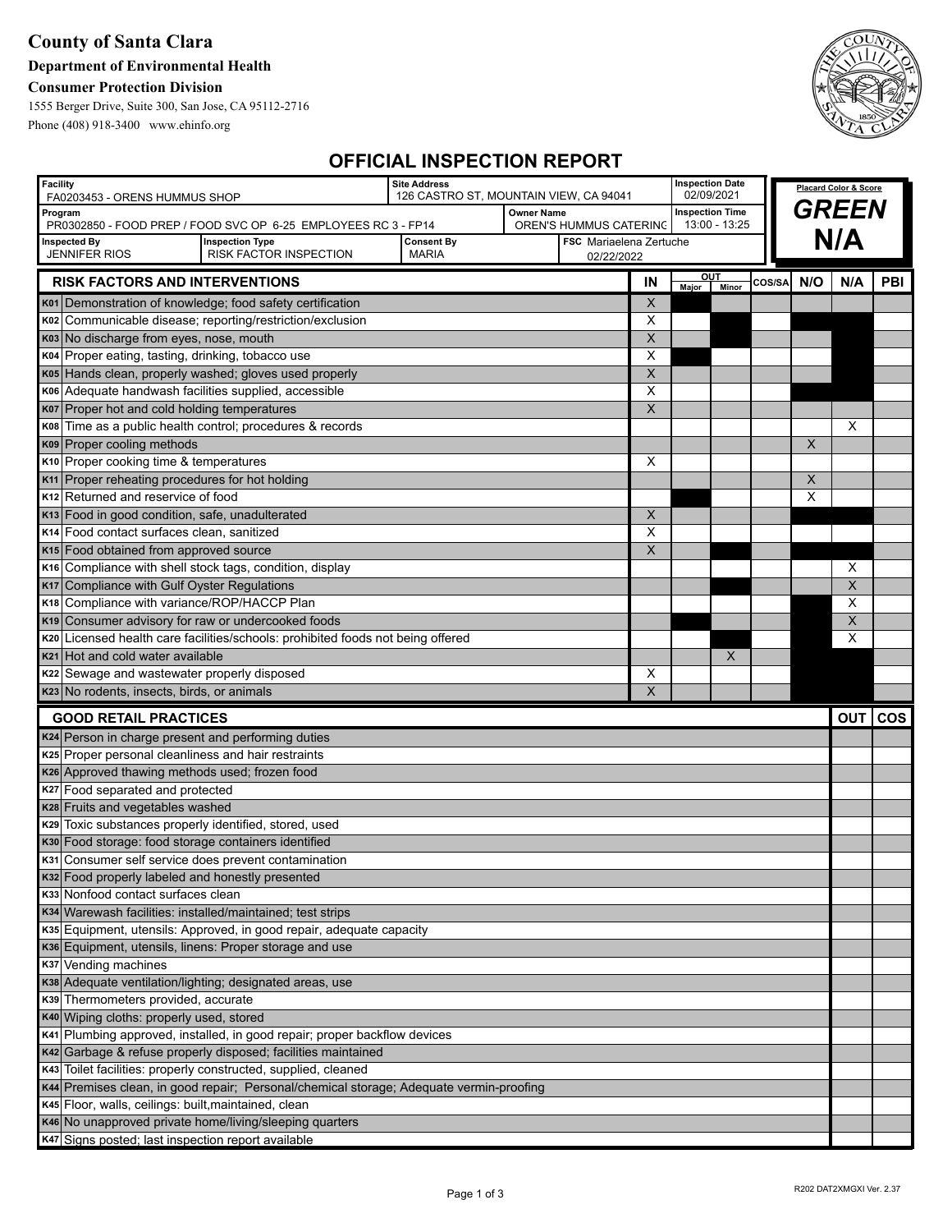# County of Santa Clara

**Department of Environmental Health**

**Consumer Protection Division**

1555 Berger Drive, Suite 300, San Jose, CA 95112-2716

Phone (408) 918-3400 www.ehinfo.org

## OFFICIAL INSPECTION REPORT

| Facility | Site Address | Inspection Date | Placard Color & Score |
|---|---|---|---|
| FA0203453 - ORENS HUMMUS SHOP | 126 CASTRO ST, MOUNTAIN VIEW, CA 94041 | 02/09/2021 | **GREEN** |

| Program | Owner Name | Inspection Time |
|---|---|---|
| PR0302850 - FOOD PREP / FOOD SVC OP 6-25 EMPLOYEES RC 3 - FP14 | OREN'S HUMMUS CATERING | 13:00 - 13:25 |

| Inspected By | Inspection Type | Consent By | FSC | Score |
|---|---|---|---|---|
| JENNIFER RIOS | RISK FACTOR INSPECTION | MARIA | Mariaelena Zertuche 02/22/2022 | **N/A** |

| RISK FACTORS AND INTERVENTIONS | IN | OUT Major | OUT Minor | COS/SA | N/O | N/A | PBI |
|---|---|---|---|---|---|---|---|
| K01 Demonstration of knowledge; food safety certification | X | | | | | | |
| K02 Communicable disease; reporting/restriction/exclusion | X | | | | | | |
| K03 No discharge from eyes, nose, mouth | X | | | | | | |
| K04 Proper eating, tasting, drinking, tobacco use | X | | | | | | |
| K05 Hands clean, properly washed; gloves used properly | X | | | | | | |
| K06 Adequate handwash facilities supplied, accessible | X | | | | | | |
| K07 Proper hot and cold holding temperatures | X | | | | | | |
| K08 Time as a public health control; procedures & records | | | | | | X | |
| K09 Proper cooling methods | | | | | X | | |
| K10 Proper cooking time & temperatures | X | | | | | | |
| K11 Proper reheating procedures for hot holding | | | | | X | | |
| K12 Returned and reservice of food | | | | | X | | |
| K13 Food in good condition, safe, unadulterated | X | | | | | | |
| K14 Food contact surfaces clean, sanitized | X | | | | | | |
| K15 Food obtained from approved source | X | | | | | | |
| K16 Compliance with shell stock tags, condition, display | | | | | | X | |
| K17 Compliance with Gulf Oyster Regulations | | | | | | X | |
| K18 Compliance with variance/ROP/HACCP Plan | | | | | | X | |
| K19 Consumer advisory for raw or undercooked foods | | | | | | X | |
| K20 Licensed health care facilities/schools: prohibited foods not being offered | | | | | | X | |
| K21 Hot and cold water available | | | X | | | | |
| K22 Sewage and wastewater properly disposed | X | | | | | | |
| K23 No rodents, insects, birds, or animals | X | | | | | | |

| GOOD RETAIL PRACTICES | OUT | COS |
|---|---|---|
| K24 Person in charge present and performing duties | | |
| K25 Proper personal cleanliness and hair restraints | | |
| K26 Approved thawing methods used; frozen food | | |
| K27 Food separated and protected | | |
| K28 Fruits and vegetables washed | | |
| K29 Toxic substances properly identified, stored, used | | |
| K30 Food storage: food storage containers identified | | |
| K31 Consumer self service does prevent contamination | | |
| K32 Food properly labeled and honestly presented | | |
| K33 Nonfood contact surfaces clean | | |
| K34 Warewash facilities: installed/maintained; test strips | | |
| K35 Equipment, utensils: Approved, in good repair, adequate capacity | | |
| K36 Equipment, utensils, linens: Proper storage and use | | |
| K37 Vending machines | | |
| K38 Adequate ventilation/lighting; designated areas, use | | |
| K39 Thermometers provided, accurate | | |
| K40 Wiping cloths: properly used, stored | | |
| K41 Plumbing approved, installed, in good repair; proper backflow devices | | |
| K42 Garbage & refuse properly disposed; facilities maintained | | |
| K43 Toilet facilities: properly constructed, supplied, cleaned | | |
| K44 Premises clean, in good repair; Personal/chemical storage; Adequate vermin-proofing | | |
| K45 Floor, walls, ceilings: built,maintained, clean | | |
| K46 No unapproved private home/living/sleeping quarters | | |
| K47 Signs posted; last inspection report available | | |

R202 DAT2XMGXI Ver. 2.37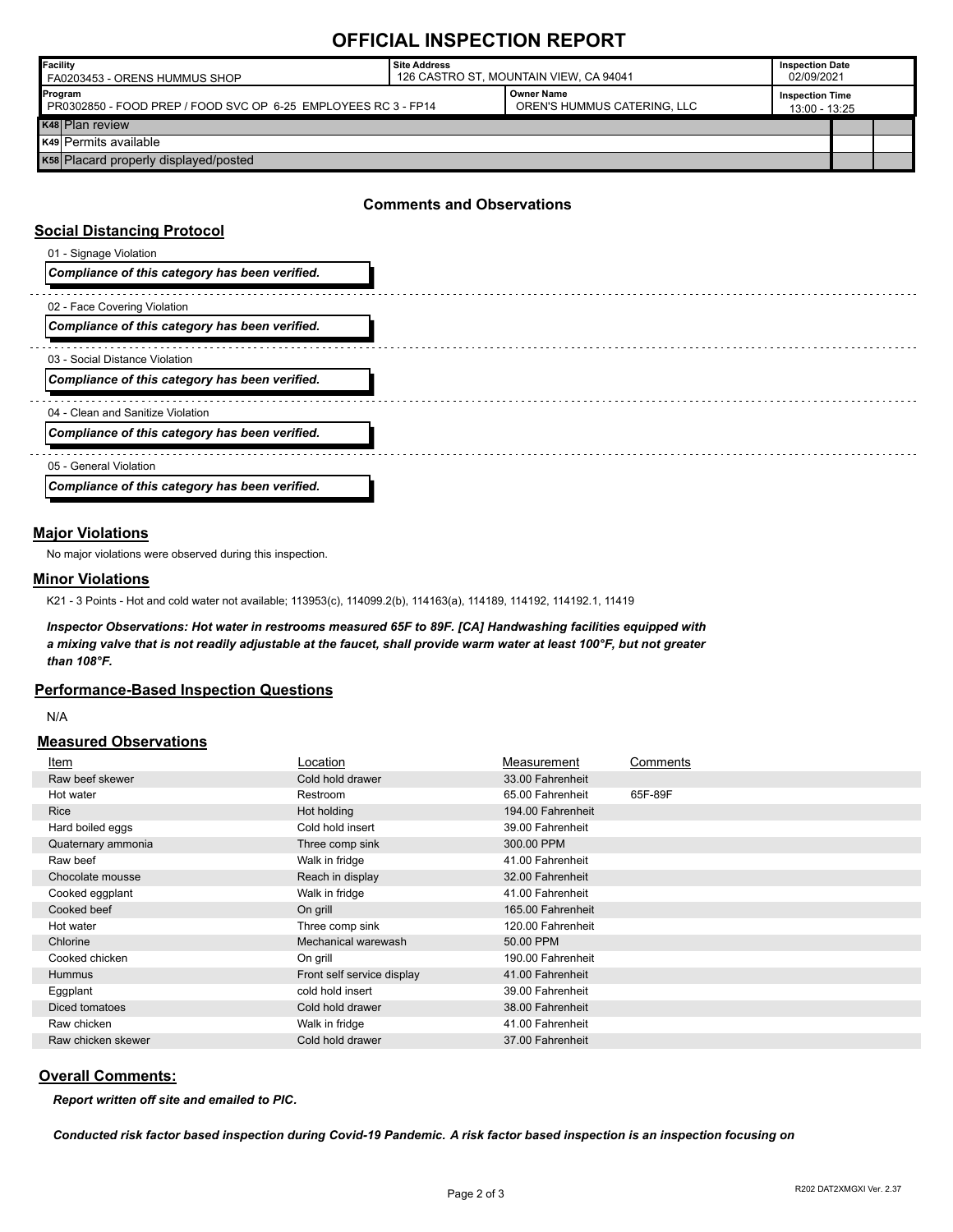# OFFICIAL INSPECTION REPORT

| Facility | Site Address | Inspection Date |
|---|---|---|
| FA0203453 - ORENS HUMMUS SHOP | 126 CASTRO ST, MOUNTAIN VIEW, CA 94041 | 02/09/2021 |

| Program | Owner Name | Inspection Time |
|---|---|---|
| PR0302850 - FOOD PREP / FOOD SVC OP 6-25 EMPLOYEES RC 3 - FP14 | OREN'S HUMMUS CATERING, LLC | 13:00 - 13:25 |

| | | | |
|---|---|---|---|
| K48 | Plan review | | |
| K49 | Permits available | | |
| K58 | Placard properly displayed/posted | | |

## Comments and Observations

### Social Distancing Protocol

01 - Signage Violation

***Compliance of this category has been verified.***

02 - Face Covering Violation

***Compliance of this category has been verified.***

03 - Social Distance Violation

***Compliance of this category has been verified.***

04 - Clean and Sanitize Violation

***Compliance of this category has been verified.***

05 - General Violation

***Compliance of this category has been verified.***

### Major Violations

No major violations were observed during this inspection.

### Minor Violations

K21 - 3 Points - Hot and cold water not available; 113953(c), 114099.2(b), 114163(a), 114189, 114192, 114192.1, 11419

***Inspector Observations: Hot water in restrooms measured 65F to 89F. [CA] Handwashing facilities equipped with a mixing valve that is not readily adjustable at the faucet, shall provide warm water at least 100°F, but not greater than 108°F.***

### Performance-Based Inspection Questions

N/A

### Measured Observations

| Item | Location | Measurement | Comments |
|---|---|---|---|
| Raw beef skewer | Cold hold drawer | 33.00 Fahrenheit | |
| Hot water | Restroom | 65.00 Fahrenheit | 65F-89F |
| Rice | Hot holding | 194.00 Fahrenheit | |
| Hard boiled eggs | Cold hold insert | 39.00 Fahrenheit | |
| Quaternary ammonia | Three comp sink | 300.00 PPM | |
| Raw beef | Walk in fridge | 41.00 Fahrenheit | |
| Chocolate mousse | Reach in display | 32.00 Fahrenheit | |
| Cooked eggplant | Walk in fridge | 41.00 Fahrenheit | |
| Cooked beef | On grill | 165.00 Fahrenheit | |
| Hot water | Three comp sink | 120.00 Fahrenheit | |
| Chlorine | Mechanical warewash | 50.00 PPM | |
| Cooked chicken | On grill | 190.00 Fahrenheit | |
| Hummus | Front self service display | 41.00 Fahrenheit | |
| Eggplant | cold hold insert | 39.00 Fahrenheit | |
| Diced tomatoes | Cold hold drawer | 38.00 Fahrenheit | |
| Raw chicken | Walk in fridge | 41.00 Fahrenheit | |
| Raw chicken skewer | Cold hold drawer | 37.00 Fahrenheit | |

### Overall Comments:

***Report written off site and emailed to PIC.***

***Conducted risk factor based inspection during Covid-19 Pandemic. A risk factor based inspection is an inspection focusing on***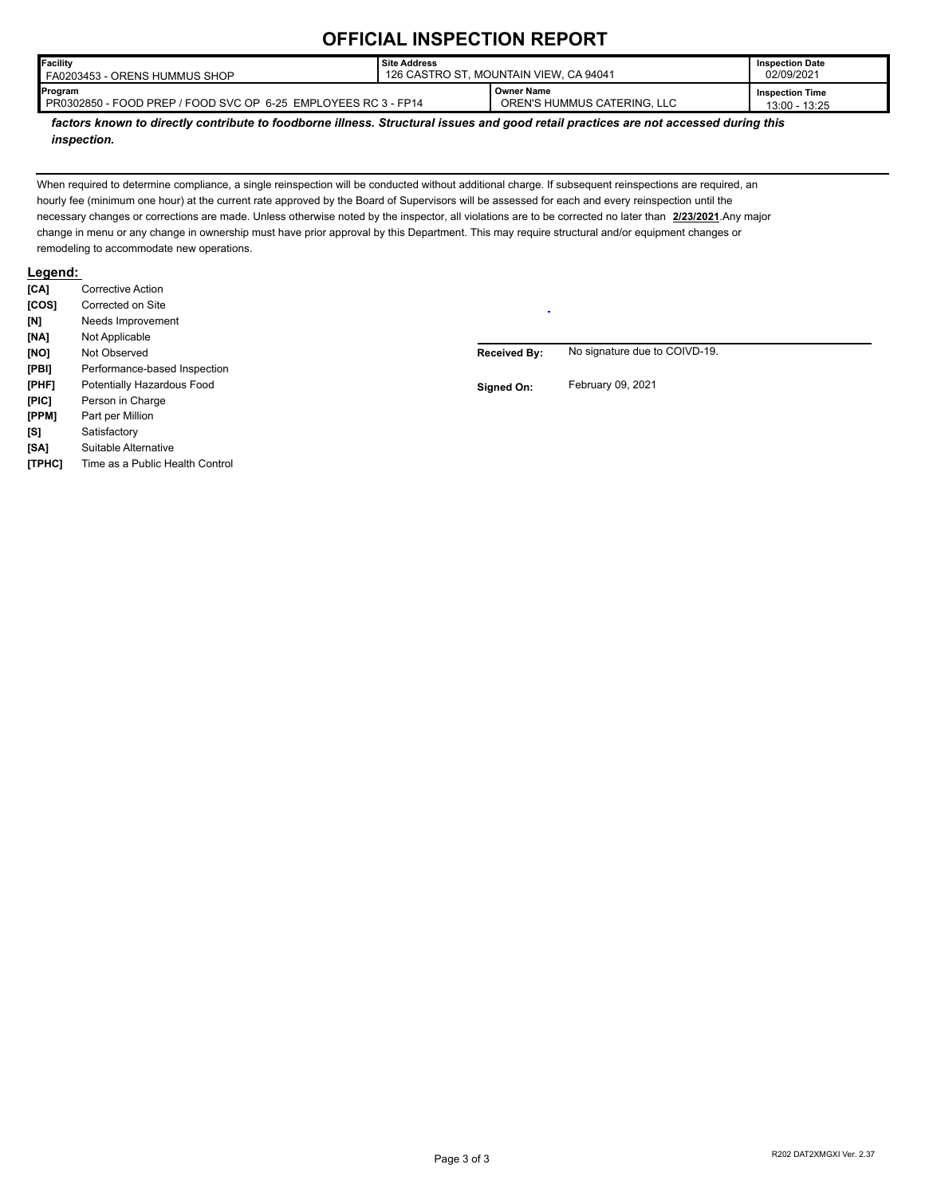# OFFICIAL INSPECTION REPORT

| Facility | Site Address | | Inspection Date |
|---|---|---|---|
| FA0203453 - ORENS HUMMUS SHOP | 126 CASTRO ST, MOUNTAIN VIEW, CA 94041 | | 02/09/2021 |
| **Program** | | **Owner Name** | **Inspection Time** |
| PR0302850 - FOOD PREP / FOOD SVC OP 6-25 EMPLOYEES RC 3 - FP14 | | OREN'S HUMMUS CATERING, LLC | 13:00 - 13:25 |

***factors known to directly contribute to foodborne illness. Structural issues and good retail practices are not accessed during this inspection.***

When required to determine compliance, a single reinspection will be conducted without additional charge. If subsequent reinspections are required, an hourly fee (minimum one hour) at the current rate approved by the Board of Supervisors will be assessed for each and every reinspection until the necessary changes or corrections are made. Unless otherwise noted by the inspector, all violations are to be corrected no later than **2/23/2021**.Any major change in menu or any change in ownership must have prior approval by this Department. This may require structural and/or equipment changes or remodeling to accommodate new operations.

**Legend:**

| | |
|---|---|
| [CA] | Corrective Action |
| [COS] | Corrected on Site |
| [N] | Needs Improvement |
| [NA] | Not Applicable |
| [NO] | Not Observed |
| [PBI] | Performance-based Inspection |
| [PHF] | Potentially Hazardous Food |
| [PIC] | Person in Charge |
| [PPM] | Part per Million |
| [S] | Satisfactory |
| [SA] | Suitable Alternative |
| [TPHC] | Time as a Public Health Control |

**Received By:** No signature due to COIVD-19.

**Signed On:** February 09, 2021

R202 DAT2XMGXI Ver. 2.37